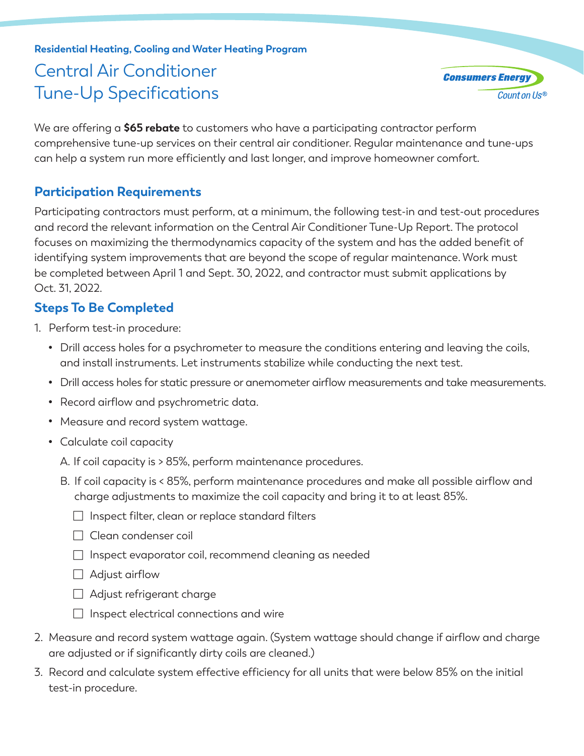**Residential Heating, Cooling and Water Heating Program**

# Central Air Conditioner Tune-Up Specifications

Consumers Energy
Count on Us®

We are offering a **$65 rebate** to customers who have a participating contractor perform comprehensive tune-up services on their central air conditioner. Regular maintenance and tune-ups can help a system run more efficiently and last longer, and improve homeowner comfort.

## Participation Requirements

Participating contractors must perform, at a minimum, the following test-in and test-out procedures and record the relevant information on the Central Air Conditioner Tune-Up Report. The protocol focuses on maximizing the thermodynamics capacity of the system and has the added benefit of identifying system improvements that are beyond the scope of regular maintenance. Work must be completed between April 1 and Sept. 30, 2022, and contractor must submit applications by Oct. 31, 2022.

## Steps To Be Completed

1. Perform test-in procedure:
   - Drill access holes for a psychrometer to measure the conditions entering and leaving the coils, and install instruments. Let instruments stabilize while conducting the next test.
   - Drill access holes for static pressure or anemometer airflow measurements and take measurements.
   - Record airflow and psychrometric data.
   - Measure and record system wattage.
   - Calculate coil capacity

     A. If coil capacity is > 85%, perform maintenance procedures.

     B. If coil capacity is < 85%, perform maintenance procedures and make all possible airflow and charge adjustments to maximize the coil capacity and bring it to at least 85%.

     - ☐ Inspect filter, clean or replace standard filters
     - ☐ Clean condenser coil
     - ☐ Inspect evaporator coil, recommend cleaning as needed
     - ☐ Adjust airflow
     - ☐ Adjust refrigerant charge
     - ☐ Inspect electrical connections and wire
2. Measure and record system wattage again. (System wattage should change if airflow and charge are adjusted or if significantly dirty coils are cleaned.)
3. Record and calculate system effective efficiency for all units that were below 85% on the initial test-in procedure.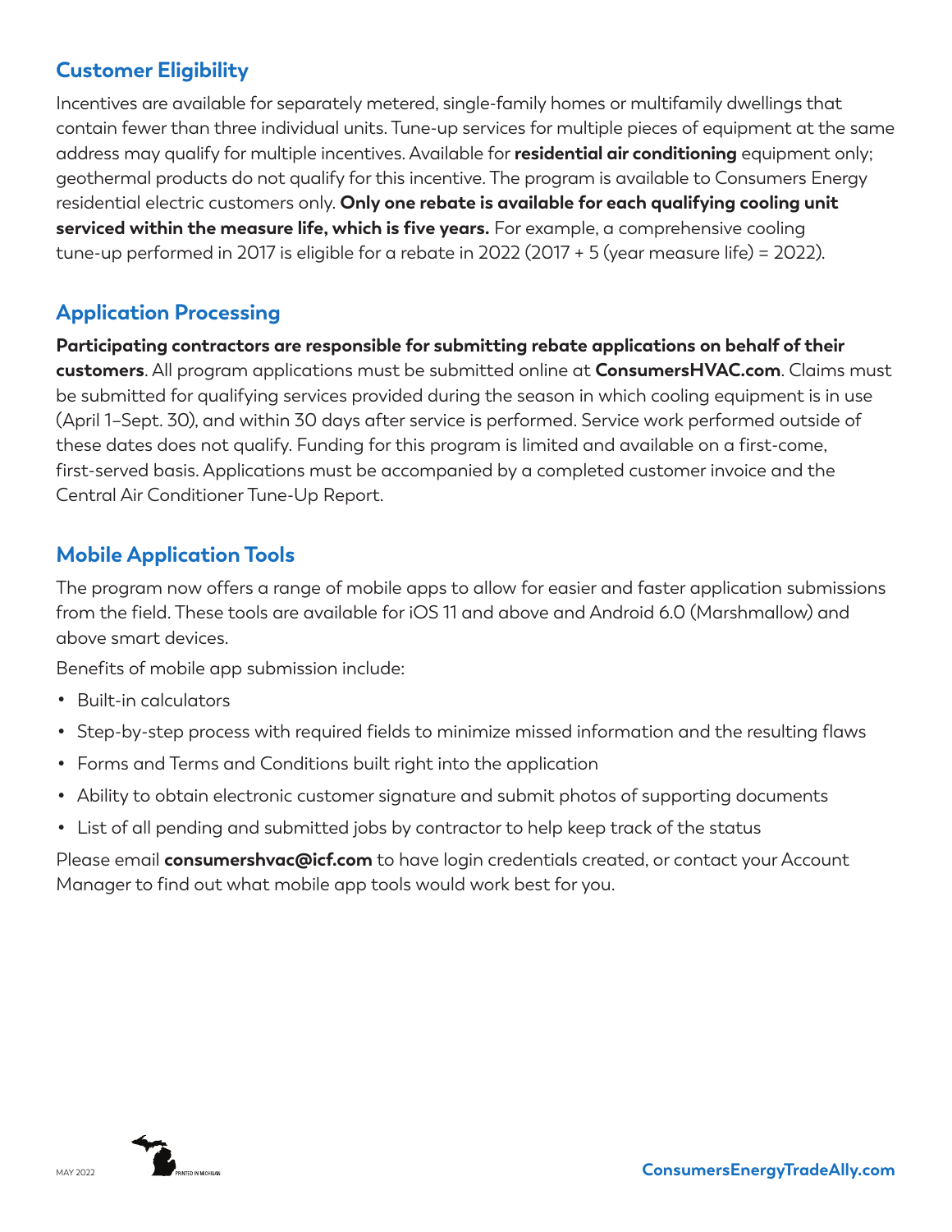## Customer Eligibility

Incentives are available for separately metered, single-family homes or multifamily dwellings that contain fewer than three individual units. Tune-up services for multiple pieces of equipment at the same address may qualify for multiple incentives. Available for **residential air conditioning** equipment only; geothermal products do not qualify for this incentive. The program is available to Consumers Energy residential electric customers only. **Only one rebate is available for each qualifying cooling unit serviced within the measure life, which is five years.** For example, a comprehensive cooling tune-up performed in 2017 is eligible for a rebate in 2022 (2017 + 5 (year measure life) = 2022).

## Application Processing

**Participating contractors are responsible for submitting rebate applications on behalf of their customers**. All program applications must be submitted online at **ConsumersHVAC.com**. Claims must be submitted for qualifying services provided during the season in which cooling equipment is in use (April 1–Sept. 30), and within 30 days after service is performed. Service work performed outside of these dates does not qualify. Funding for this program is limited and available on a first-come, first-served basis. Applications must be accompanied by a completed customer invoice and the Central Air Conditioner Tune-Up Report.

## Mobile Application Tools

The program now offers a range of mobile apps to allow for easier and faster application submissions from the field. These tools are available for iOS 11 and above and Android 6.0 (Marshmallow) and above smart devices.

Benefits of mobile app submission include:

- Built-in calculators
- Step-by-step process with required fields to minimize missed information and the resulting flaws
- Forms and Terms and Conditions built right into the application
- Ability to obtain electronic customer signature and submit photos of supporting documents
- List of all pending and submitted jobs by contractor to help keep track of the status

Please email **consumershvac@icf.com** to have login credentials created, or contact your Account Manager to find out what mobile app tools would work best for you.

MAY 2022

PRINTED IN MICHIGAN

**ConsumersEnergyTradeAlly.com**